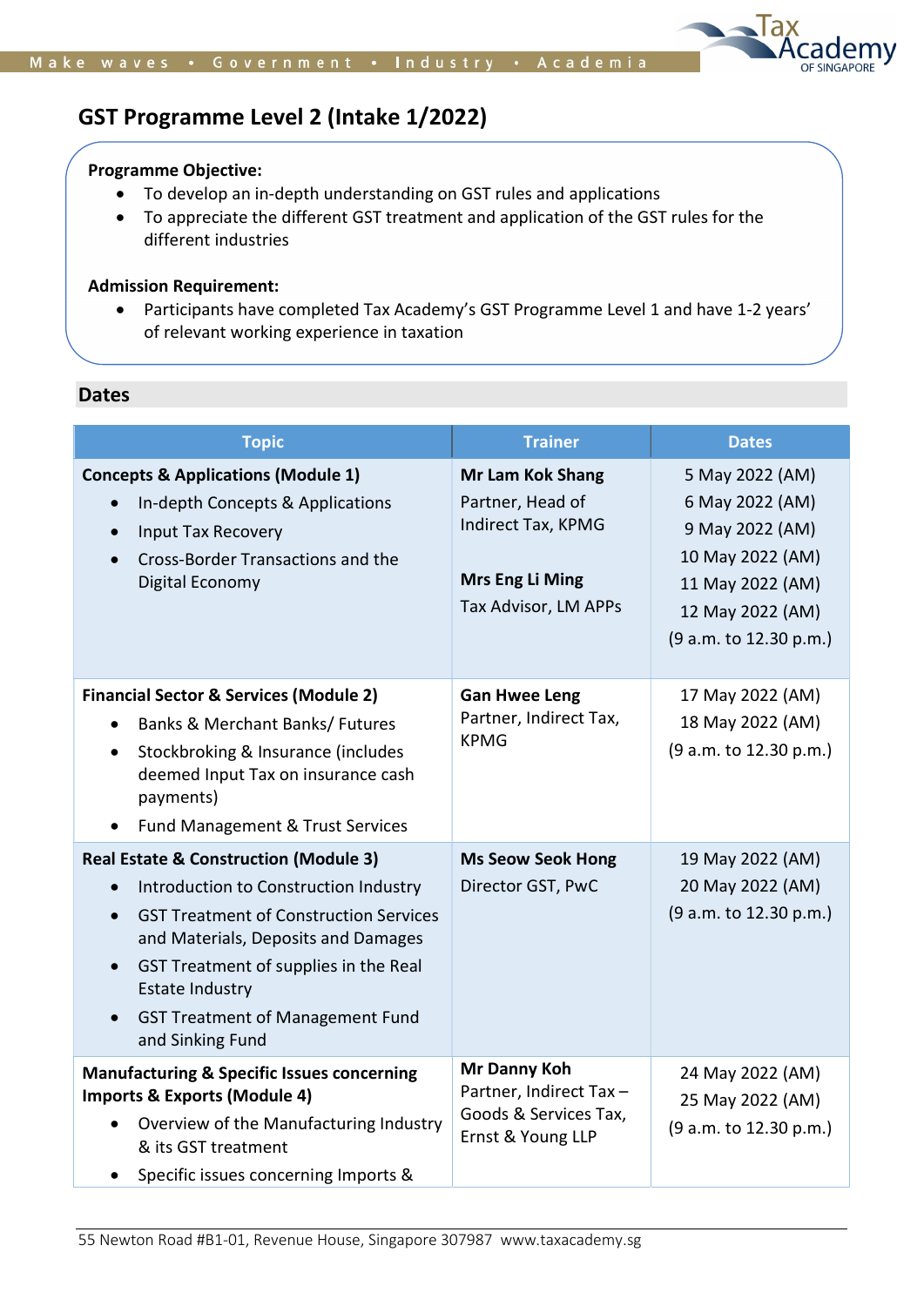# GST Programme Level 2 (Intake 1/2022)

**Programme Objective:**

- To develop an in-depth understanding on GST rules and applications
- To appreciate the different GST treatment and application of the GST rules for the different industries

**Admission Requirement:**

- Participants have completed Tax Academy's GST Programme Level 1 and have 1-2 years' of relevant working experience in taxation

## Dates

| Topic | Trainer | Dates |
|---|---|---|
| **Concepts & Applications (Module 1)**<br>• In-depth Concepts & Applications<br>• Input Tax Recovery<br>• Cross-Border Transactions and the Digital Economy | **Mr Lam Kok Shang**<br>Partner, Head of Indirect Tax, KPMG<br><br>**Mrs Eng Li Ming**<br>Tax Advisor, LM APPs | 5 May 2022 (AM)<br>6 May 2022 (AM)<br>9 May 2022 (AM)<br>10 May 2022 (AM)<br>11 May 2022 (AM)<br>12 May 2022 (AM)<br>(9 a.m. to 12.30 p.m.) |
| **Financial Sector & Services (Module 2)**<br>• Banks & Merchant Banks/ Futures<br>• Stockbroking & Insurance (includes deemed Input Tax on insurance cash payments)<br>• Fund Management & Trust Services | **Gan Hwee Leng**<br>Partner, Indirect Tax, KPMG | 17 May 2022 (AM)<br>18 May 2022 (AM)<br>(9 a.m. to 12.30 p.m.) |
| **Real Estate & Construction (Module 3)**<br>• Introduction to Construction Industry<br>• GST Treatment of Construction Services and Materials, Deposits and Damages<br>• GST Treatment of supplies in the Real Estate Industry<br>• GST Treatment of Management Fund and Sinking Fund | **Ms Seow Seok Hong**<br>Director GST, PwC | 19 May 2022 (AM)<br>20 May 2022 (AM)<br>(9 a.m. to 12.30 p.m.) |
| **Manufacturing & Specific Issues concerning Imports & Exports (Module 4)**<br>• Overview of the Manufacturing Industry & its GST treatment<br>• Specific issues concerning Imports & | **Mr Danny Koh**<br>Partner, Indirect Tax – Goods & Services Tax, Ernst & Young LLP | 24 May 2022 (AM)<br>25 May 2022 (AM)<br>(9 a.m. to 12.30 p.m.) |

55 Newton Road #B1-01, Revenue House, Singapore 307987 www.taxacademy.sg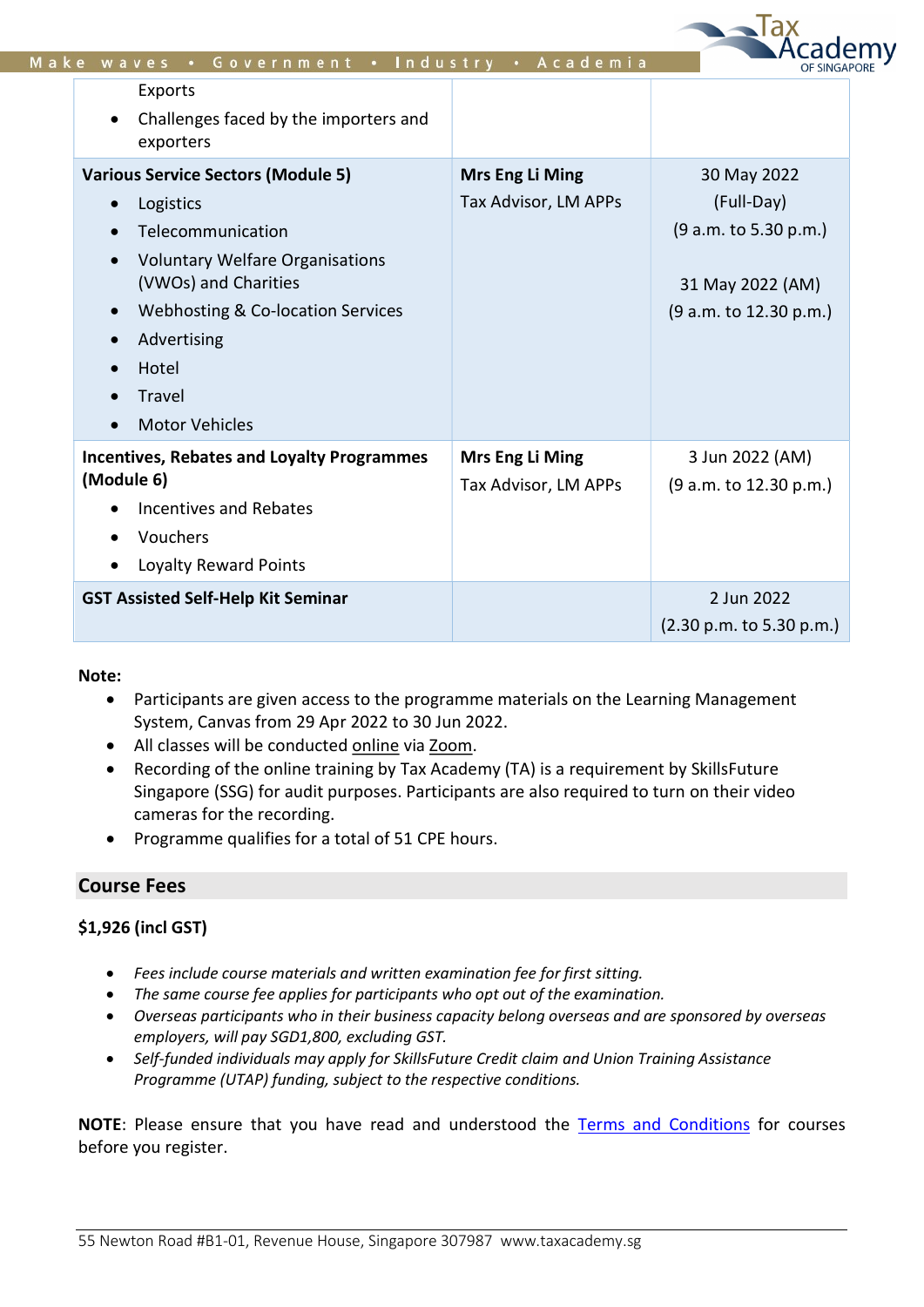| | | |
|---|---|---|
| Exports<br>• Challenges faced by the importers and exporters | | |
| **Various Service Sectors (Module 5)**<br>• Logistics<br>• Telecommunication<br>• Voluntary Welfare Organisations (VWOs) and Charities<br>• Webhosting & Co-location Services<br>• Advertising<br>• Hotel<br>• Travel<br>• Motor Vehicles | **Mrs Eng Li Ming**<br>Tax Advisor, LM APPs | 30 May 2022 (Full-Day)<br>(9 a.m. to 5.30 p.m.)<br><br>31 May 2022 (AM)<br>(9 a.m. to 12.30 p.m.) |
| **Incentives, Rebates and Loyalty Programmes (Module 6)**<br>• Incentives and Rebates<br>• Vouchers<br>• Loyalty Reward Points | **Mrs Eng Li Ming**<br>Tax Advisor, LM APPs | 3 Jun 2022 (AM)<br>(9 a.m. to 12.30 p.m.) |
| **GST Assisted Self-Help Kit Seminar** | | 2 Jun 2022<br>(2.30 p.m. to 5.30 p.m.) |

**Note:**

- Participants are given access to the programme materials on the Learning Management System, Canvas from 29 Apr 2022 to 30 Jun 2022.
- All classes will be conducted online via Zoom.
- Recording of the online training by Tax Academy (TA) is a requirement by SkillsFuture Singapore (SSG) for audit purposes. Participants are also required to turn on their video cameras for the recording.
- Programme qualifies for a total of 51 CPE hours.

## Course Fees

**$1,926 (incl GST)**

- *Fees include course materials and written examination fee for first sitting.*
- *The same course fee applies for participants who opt out of the examination.*
- *Overseas participants who in their business capacity belong overseas and are sponsored by overseas employers, will pay SGD1,800, excluding GST.*
- *Self-funded individuals may apply for SkillsFuture Credit claim and Union Training Assistance Programme (UTAP) funding, subject to the respective conditions.*

**NOTE**: Please ensure that you have read and understood the Terms and Conditions for courses before you register.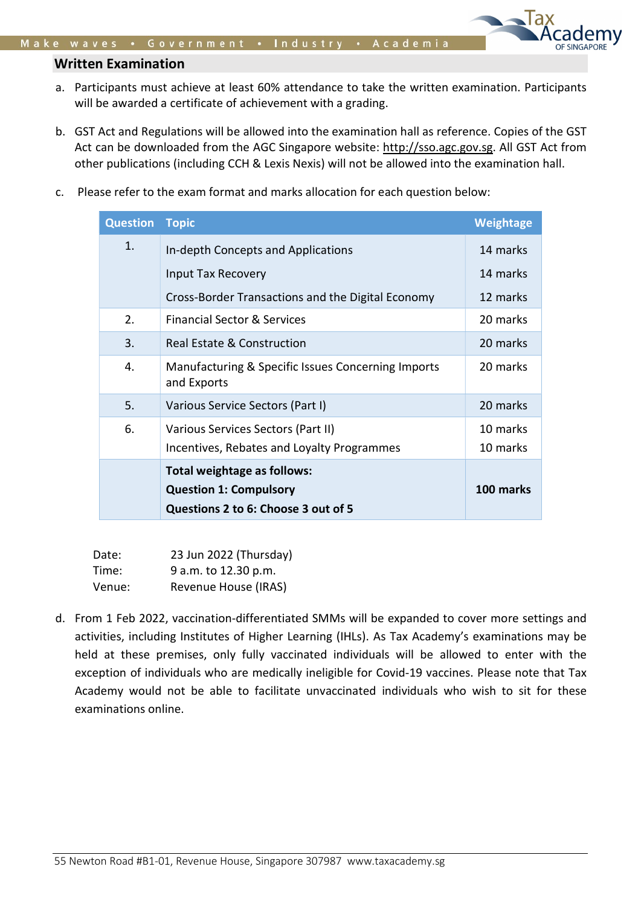## Written Examination

a. Participants must achieve at least 60% attendance to take the written examination. Participants will be awarded a certificate of achievement with a grading.

b. GST Act and Regulations will be allowed into the examination hall as reference. Copies of the GST Act can be downloaded from the AGC Singapore website: http://sso.agc.gov.sg. All GST Act from other publications (including CCH & Lexis Nexis) will not be allowed into the examination hall.

c. Please refer to the exam format and marks allocation for each question below:

| Question | Topic | Weightage |
|---|---|---|
| 1. | In-depth Concepts and Applications | 14 marks |
| | Input Tax Recovery | 14 marks |
| | Cross-Border Transactions and the Digital Economy | 12 marks |
| 2. | Financial Sector & Services | 20 marks |
| 3. | Real Estate & Construction | 20 marks |
| 4. | Manufacturing & Specific Issues Concerning Imports and Exports | 20 marks |
| 5. | Various Service Sectors (Part I) | 20 marks |
| 6. | Various Services Sectors (Part II) | 10 marks |
| | Incentives, Rebates and Loyalty Programmes | 10 marks |
| | **Total weightage as follows:** **Question 1: Compulsory** **Questions 2 to 6: Choose 3 out of 5** | **100 marks** |

Date: 23 Jun 2022 (Thursday)
Time: 9 a.m. to 12.30 p.m.
Venue: Revenue House (IRAS)

d. From 1 Feb 2022, vaccination-differentiated SMMs will be expanded to cover more settings and activities, including Institutes of Higher Learning (IHLs). As Tax Academy's examinations may be held at these premises, only fully vaccinated individuals will be allowed to enter with the exception of individuals who are medically ineligible for Covid-19 vaccines. Please note that Tax Academy would not be able to facilitate unvaccinated individuals who wish to sit for these examinations online.